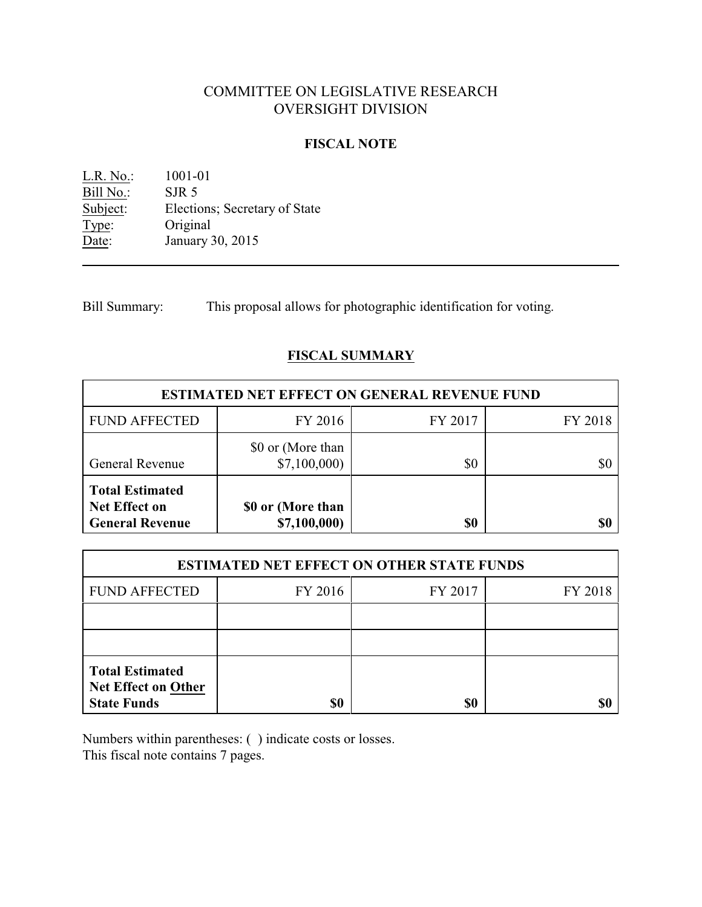# COMMITTEE ON LEGISLATIVE RESEARCH
# OVERSIGHT DIVISION

## FISCAL NOTE

L.R. No.: 1001-01
Bill No.: SJR 5
Subject: Elections; Secretary of State
Type: Original
Date: January 30, 2015

---

Bill Summary: This proposal allows for photographic identification for voting.

## FISCAL SUMMARY

| ESTIMATED NET EFFECT ON GENERAL REVENUE FUND | | | |
|---|---|---|---|
| FUND AFFECTED | FY 2016 | FY 2017 | FY 2018 |
| General Revenue | $0 or (More than $7,100,000) | $0 | $0 |
| **Total Estimated Net Effect on General Revenue** | **$0 or (More than $7,100,000)** | **$0** | **$0** |

| ESTIMATED NET EFFECT ON OTHER STATE FUNDS | | | |
|---|---|---|---|
| FUND AFFECTED | FY 2016 | FY 2017 | FY 2018 |
| | | | |
| | | | |
| **Total Estimated Net Effect on Other State Funds** | **$0** | **$0** | **$0** |

Numbers within parentheses: ( ) indicate costs or losses.
This fiscal note contains 7 pages.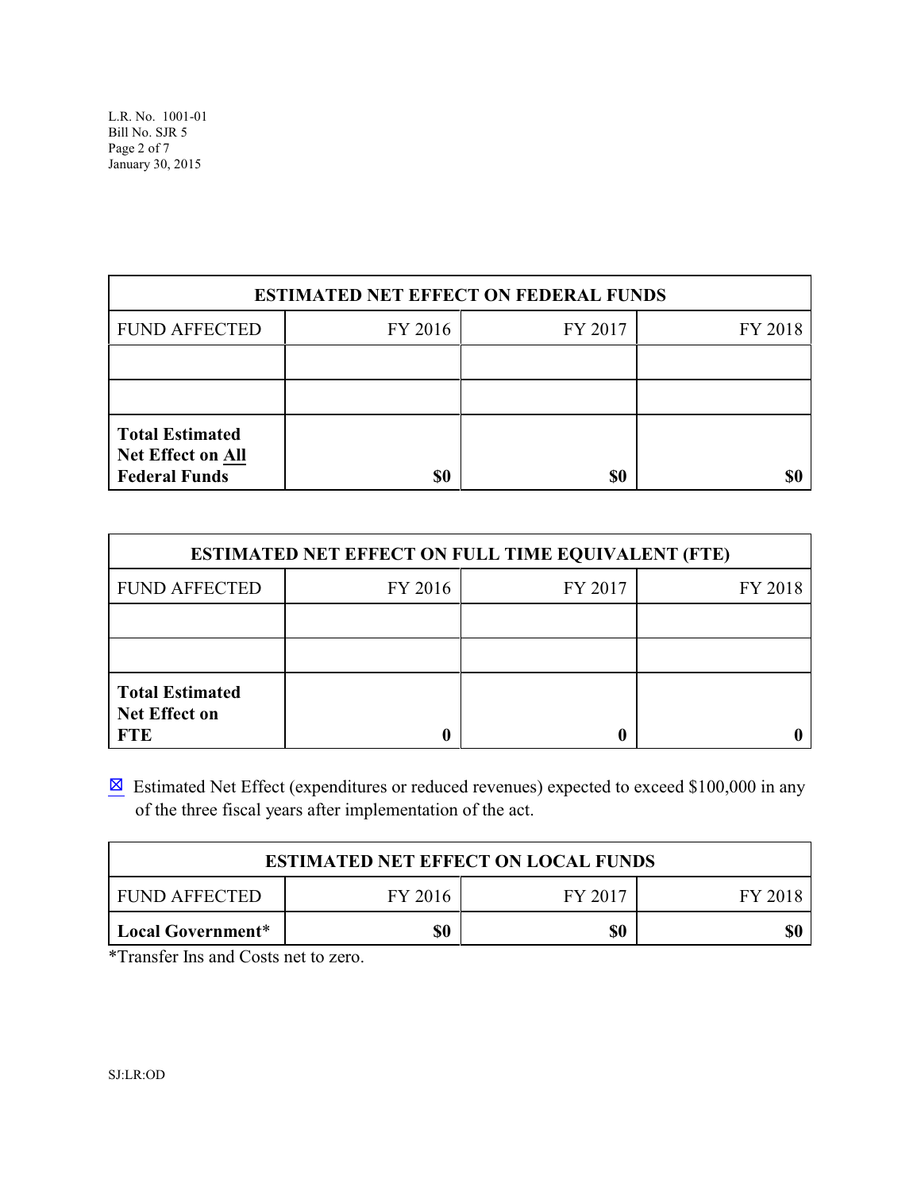| ESTIMATED NET EFFECT ON FEDERAL FUNDS | | | |
|---|---|---|---|
| FUND AFFECTED | FY 2016 | FY 2017 | FY 2018 |
| | | | |
| | | | |
| **Total Estimated Net Effect on All Federal Funds** | **$0** | **$0** | **$0** |

| ESTIMATED NET EFFECT ON FULL TIME EQUIVALENT (FTE) | | | |
|---|---|---|---|
| FUND AFFECTED | FY 2016 | FY 2017 | FY 2018 |
| | | | |
| | | | |
| **Total Estimated Net Effect on FTE** | **0** | **0** | **0** |

☒ Estimated Net Effect (expenditures or reduced revenues) expected to exceed $100,000 in any of the three fiscal years after implementation of the act.

| ESTIMATED NET EFFECT ON LOCAL FUNDS | | | |
|---|---|---|---|
| FUND AFFECTED | FY 2016 | FY 2017 | FY 2018 |
| **Local Government*** | **$0** | **$0** | **$0** |

*Transfer Ins and Costs net to zero.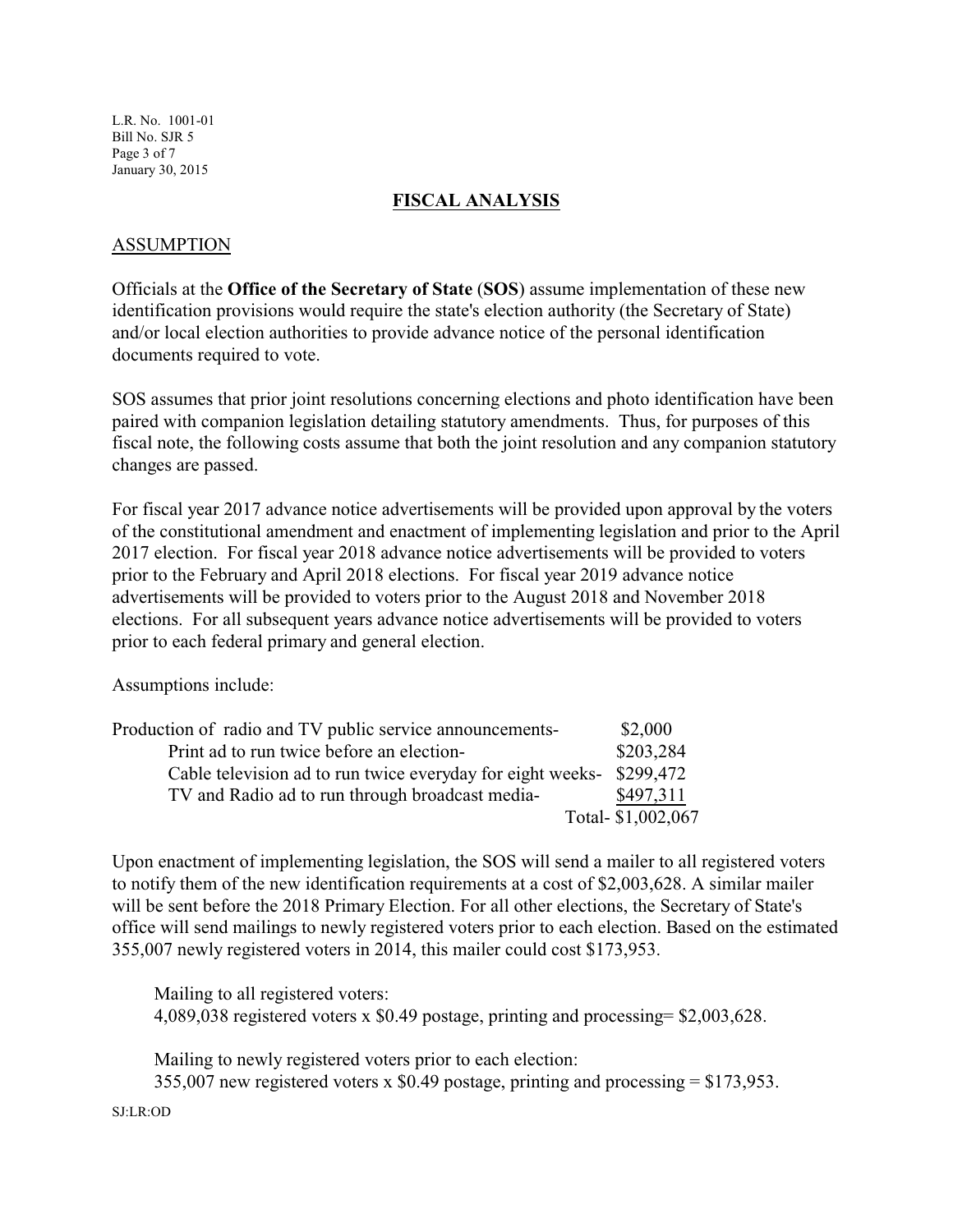## FISCAL ANALYSIS

### ASSUMPTION

Officials at the **Office of the Secretary of State** (**SOS**) assume implementation of these new identification provisions would require the state's election authority (the Secretary of State) and/or local election authorities to provide advance notice of the personal identification documents required to vote.

SOS assumes that prior joint resolutions concerning elections and photo identification have been paired with companion legislation detailing statutory amendments. Thus, for purposes of this fiscal note, the following costs assume that both the joint resolution and any companion statutory changes are passed.

For fiscal year 2017 advance notice advertisements will be provided upon approval by the voters of the constitutional amendment and enactment of implementing legislation and prior to the April 2017 election. For fiscal year 2018 advance notice advertisements will be provided to voters prior to the February and April 2018 elections. For fiscal year 2019 advance notice advertisements will be provided to voters prior to the August 2018 and November 2018 elections. For all subsequent years advance notice advertisements will be provided to voters prior to each federal primary and general election.

Assumptions include:

| | |
|---|---|
| Production of radio and TV public service announcements- | $2,000 |
| Print ad to run twice before an election- | $203,284 |
| Cable television ad to run twice everyday for eight weeks- | $299,472 |
| TV and Radio ad to run through broadcast media- | $497,311 |
| | Total- $1,002,067 |

Upon enactment of implementing legislation, the SOS will send a mailer to all registered voters to notify them of the new identification requirements at a cost of $2,003,628. A similar mailer will be sent before the 2018 Primary Election. For all other elections, the Secretary of State's office will send mailings to newly registered voters prior to each election. Based on the estimated 355,007 newly registered voters in 2014, this mailer could cost $173,953.

Mailing to all registered voters:
4,089,038 registered voters x $0.49 postage, printing and processing= $2,003,628.

Mailing to newly registered voters prior to each election:
355,007 new registered voters x $0.49 postage, printing and processing = $173,953.

SJ:LR:OD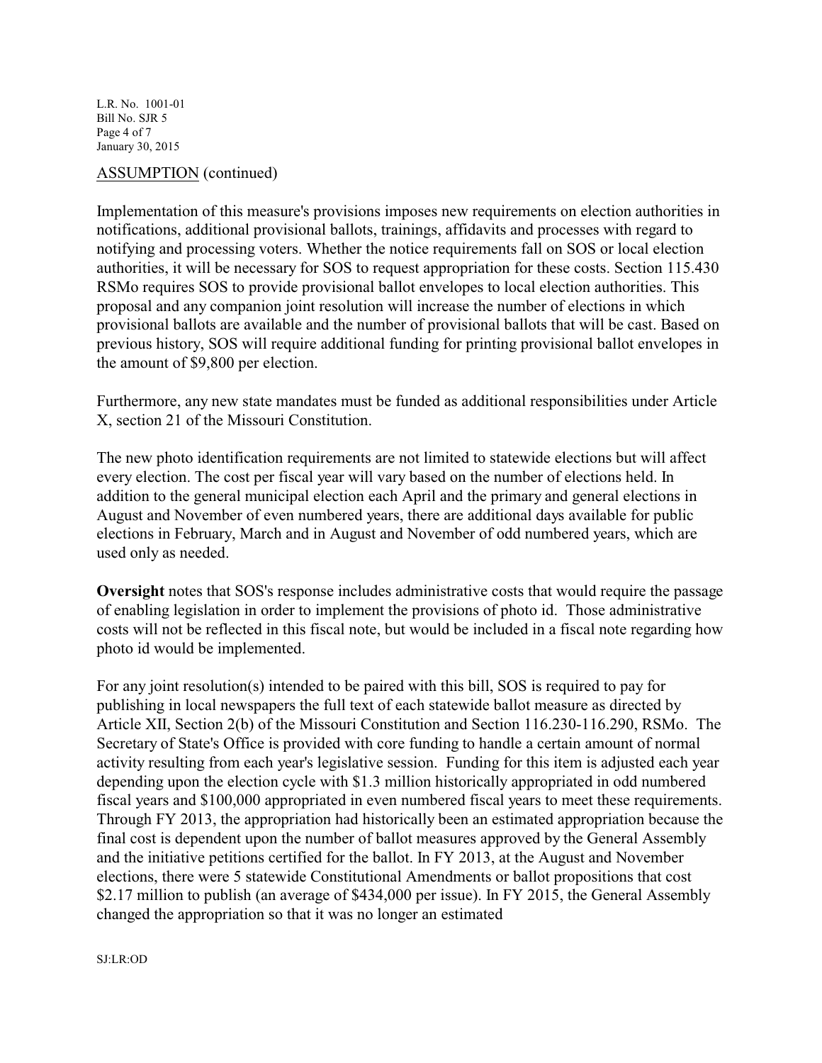ASSUMPTION (continued)

Implementation of this measure's provisions imposes new requirements on election authorities in notifications, additional provisional ballots, trainings, affidavits and processes with regard to notifying and processing voters. Whether the notice requirements fall on SOS or local election authorities, it will be necessary for SOS to request appropriation for these costs. Section 115.430 RSMo requires SOS to provide provisional ballot envelopes to local election authorities. This proposal and any companion joint resolution will increase the number of elections in which provisional ballots are available and the number of provisional ballots that will be cast. Based on previous history, SOS will require additional funding for printing provisional ballot envelopes in the amount of $9,800 per election.

Furthermore, any new state mandates must be funded as additional responsibilities under Article X, section 21 of the Missouri Constitution.

The new photo identification requirements are not limited to statewide elections but will affect every election. The cost per fiscal year will vary based on the number of elections held. In addition to the general municipal election each April and the primary and general elections in August and November of even numbered years, there are additional days available for public elections in February, March and in August and November of odd numbered years, which are used only as needed.

**Oversight** notes that SOS's response includes administrative costs that would require the passage of enabling legislation in order to implement the provisions of photo id. Those administrative costs will not be reflected in this fiscal note, but would be included in a fiscal note regarding how photo id would be implemented.

For any joint resolution(s) intended to be paired with this bill, SOS is required to pay for publishing in local newspapers the full text of each statewide ballot measure as directed by Article XII, Section 2(b) of the Missouri Constitution and Section 116.230-116.290, RSMo. The Secretary of State's Office is provided with core funding to handle a certain amount of normal activity resulting from each year's legislative session. Funding for this item is adjusted each year depending upon the election cycle with $1.3 million historically appropriated in odd numbered fiscal years and $100,000 appropriated in even numbered fiscal years to meet these requirements. Through FY 2013, the appropriation had historically been an estimated appropriation because the final cost is dependent upon the number of ballot measures approved by the General Assembly and the initiative petitions certified for the ballot. In FY 2013, at the August and November elections, there were 5 statewide Constitutional Amendments or ballot propositions that cost $2.17 million to publish (an average of $434,000 per issue). In FY 2015, the General Assembly changed the appropriation so that it was no longer an estimated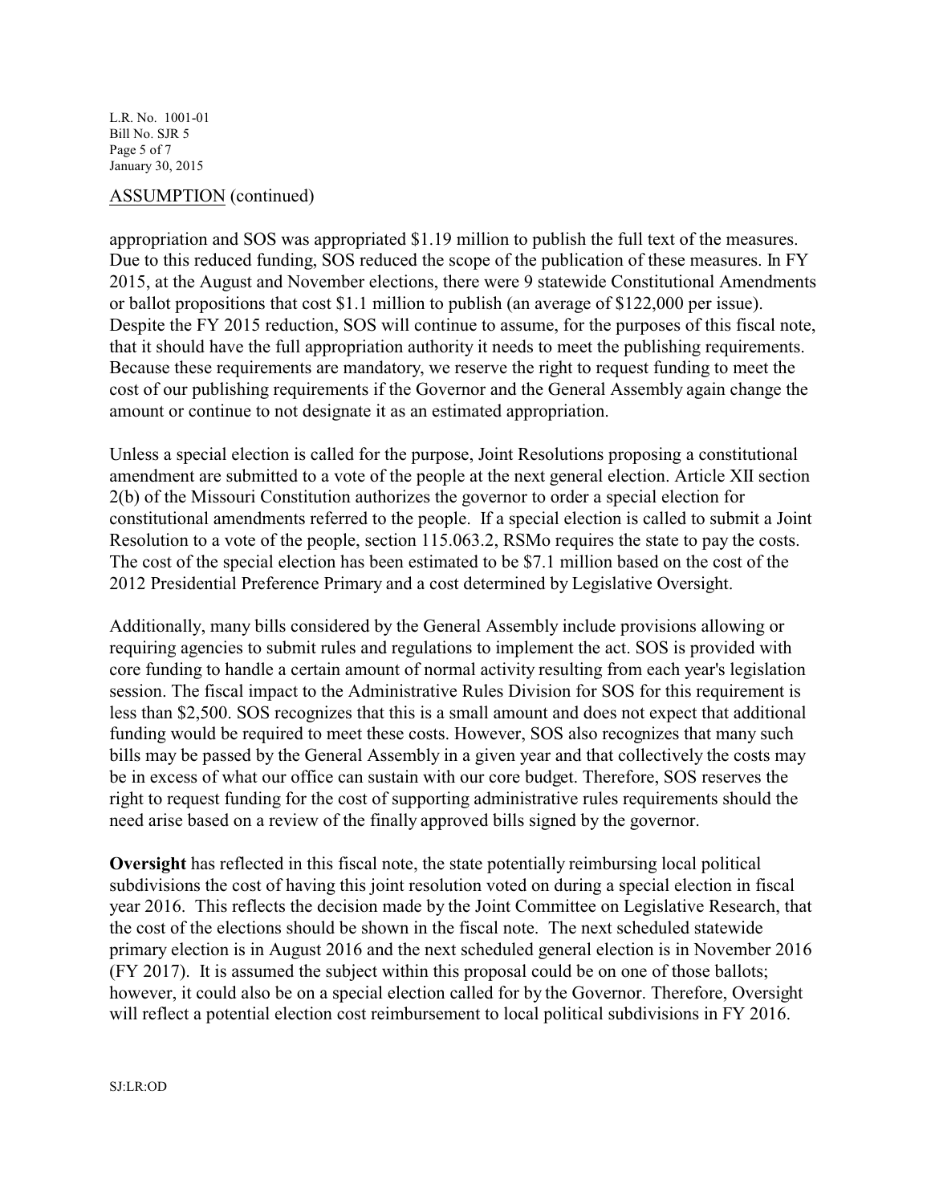ASSUMPTION (continued)

appropriation and SOS was appropriated $1.19 million to publish the full text of the measures. Due to this reduced funding, SOS reduced the scope of the publication of these measures. In FY 2015, at the August and November elections, there were 9 statewide Constitutional Amendments or ballot propositions that cost $1.1 million to publish (an average of $122,000 per issue). Despite the FY 2015 reduction, SOS will continue to assume, for the purposes of this fiscal note, that it should have the full appropriation authority it needs to meet the publishing requirements. Because these requirements are mandatory, we reserve the right to request funding to meet the cost of our publishing requirements if the Governor and the General Assembly again change the amount or continue to not designate it as an estimated appropriation.

Unless a special election is called for the purpose, Joint Resolutions proposing a constitutional amendment are submitted to a vote of the people at the next general election. Article XII section 2(b) of the Missouri Constitution authorizes the governor to order a special election for constitutional amendments referred to the people. If a special election is called to submit a Joint Resolution to a vote of the people, section 115.063.2, RSMo requires the state to pay the costs. The cost of the special election has been estimated to be $7.1 million based on the cost of the 2012 Presidential Preference Primary and a cost determined by Legislative Oversight.

Additionally, many bills considered by the General Assembly include provisions allowing or requiring agencies to submit rules and regulations to implement the act. SOS is provided with core funding to handle a certain amount of normal activity resulting from each year's legislation session. The fiscal impact to the Administrative Rules Division for SOS for this requirement is less than $2,500. SOS recognizes that this is a small amount and does not expect that additional funding would be required to meet these costs. However, SOS also recognizes that many such bills may be passed by the General Assembly in a given year and that collectively the costs may be in excess of what our office can sustain with our core budget. Therefore, SOS reserves the right to request funding for the cost of supporting administrative rules requirements should the need arise based on a review of the finally approved bills signed by the governor.

**Oversight** has reflected in this fiscal note, the state potentially reimbursing local political subdivisions the cost of having this joint resolution voted on during a special election in fiscal year 2016. This reflects the decision made by the Joint Committee on Legislative Research, that the cost of the elections should be shown in the fiscal note. The next scheduled statewide primary election is in August 2016 and the next scheduled general election is in November 2016 (FY 2017). It is assumed the subject within this proposal could be on one of those ballots; however, it could also be on a special election called for by the Governor. Therefore, Oversight will reflect a potential election cost reimbursement to local political subdivisions in FY 2016.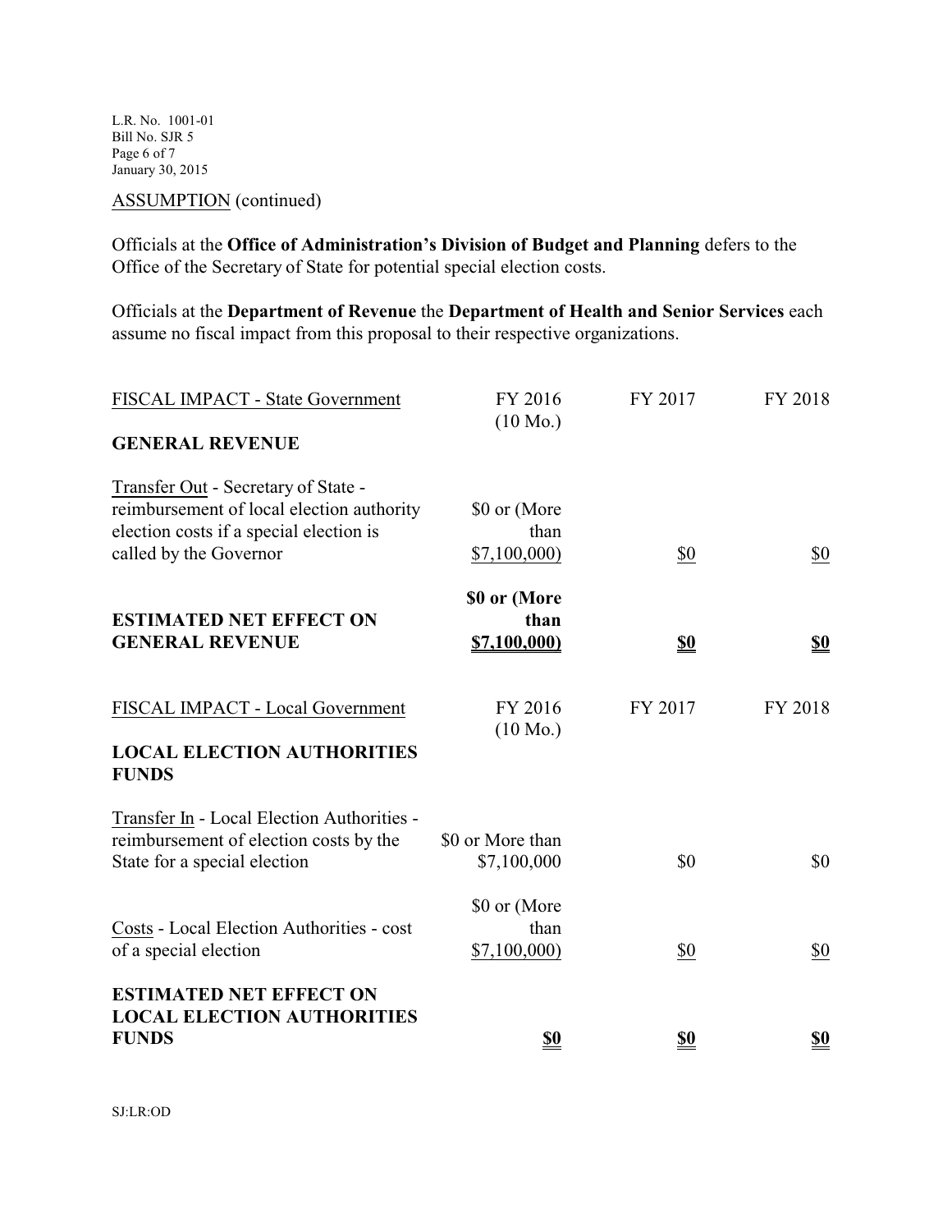ASSUMPTION (continued)

Officials at the **Office of Administration's Division of Budget and Planning** defers to the Office of the Secretary of State for potential special election costs.

Officials at the **Department of Revenue** the **Department of Health and Senior Services** each assume no fiscal impact from this proposal to their respective organizations.

| FISCAL IMPACT - State Government | FY 2016 (10 Mo.) | FY 2017 | FY 2018 |
|---|---|---|---|
| **GENERAL REVENUE** | | | |
| Transfer Out - Secretary of State - reimbursement of local election authority election costs if a special election is called by the Governor | $0 or (More than $7,100,000) | $0 | $0 |
| **ESTIMATED NET EFFECT ON GENERAL REVENUE** | **$0 or (More than $7,100,000)** | **$0** | **$0** |

| FISCAL IMPACT - Local Government | FY 2016 (10 Mo.) | FY 2017 | FY 2018 |
|---|---|---|---|
| **LOCAL ELECTION AUTHORITIES FUNDS** | | | |
| Transfer In - Local Election Authorities - reimbursement of election costs by the State for a special election | $0 or More than $7,100,000 | $0 | $0 |
| Costs - Local Election Authorities - cost of a special election | $0 or (More than $7,100,000) | $0 | $0 |
| **ESTIMATED NET EFFECT ON LOCAL ELECTION AUTHORITIES FUNDS** | **$0** | **$0** | **$0** |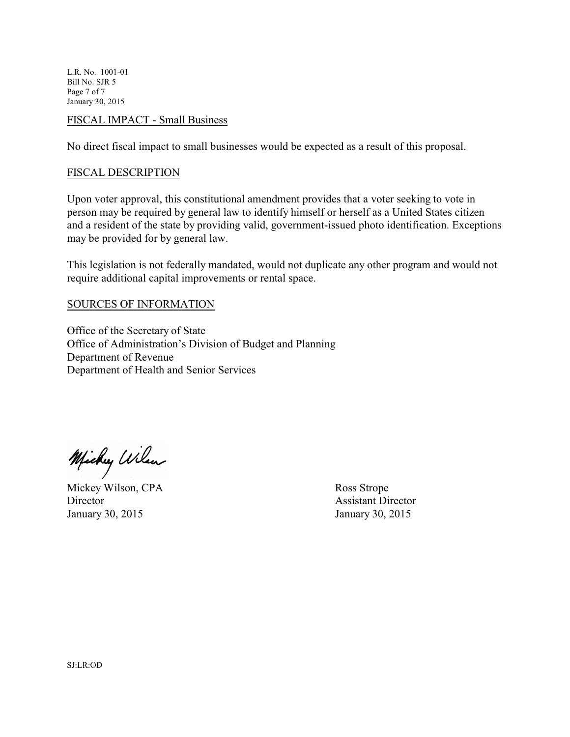## FISCAL IMPACT - Small Business

No direct fiscal impact to small businesses would be expected as a result of this proposal.

## FISCAL DESCRIPTION

Upon voter approval, this constitutional amendment provides that a voter seeking to vote in person may be required by general law to identify himself or herself as a United States citizen and a resident of the state by providing valid, government-issued photo identification. Exceptions may be provided for by general law.

This legislation is not federally mandated, would not duplicate any other program and would not require additional capital improvements or rental space.

## SOURCES OF INFORMATION

Office of the Secretary of State
Office of Administration's Division of Budget and Planning
Department of Revenue
Department of Health and Senior Services

Mickey Wilson, CPA
Director
January 30, 2015

Ross Strope
Assistant Director
January 30, 2015

SJ:LR:OD